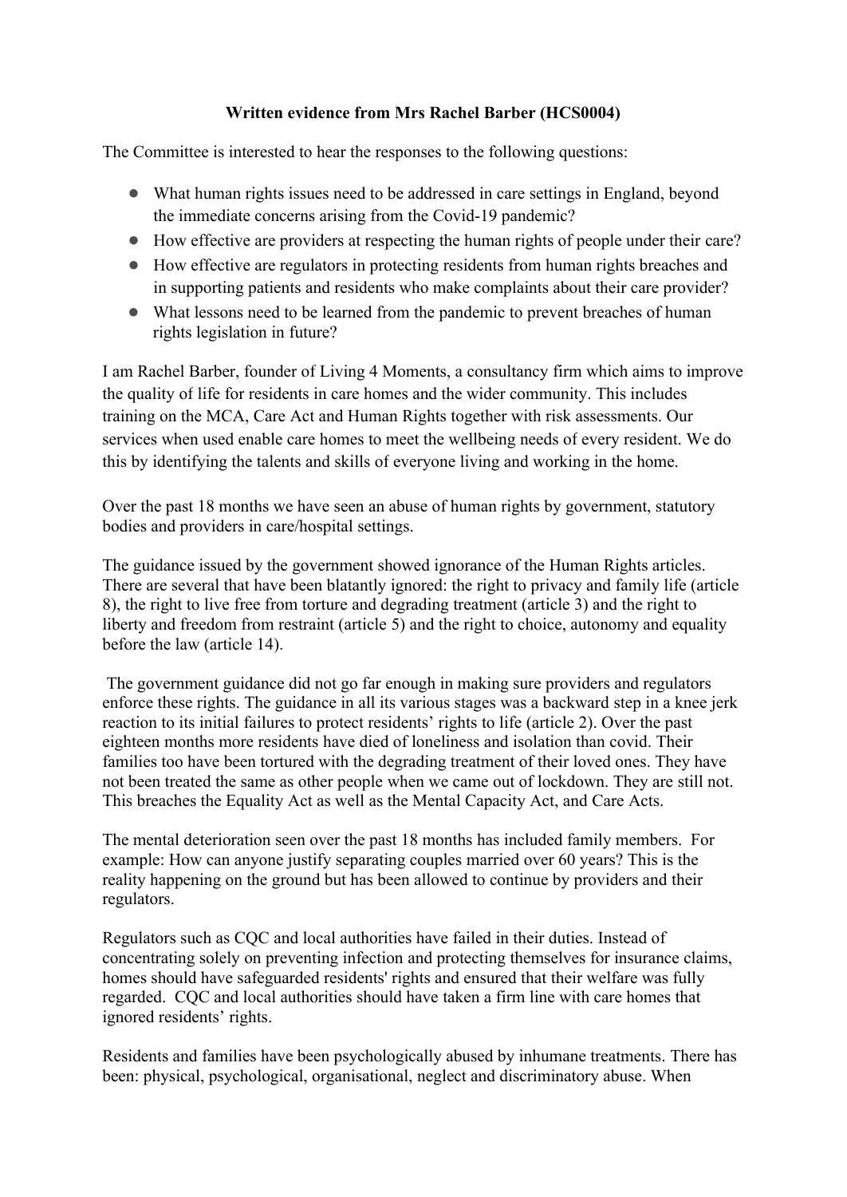**Written evidence from Mrs Rachel Barber (HCS0004)**

The Committee is interested to hear the responses to the following questions:

- What human rights issues need to be addressed in care settings in England, beyond the immediate concerns arising from the Covid-19 pandemic?
- How effective are providers at respecting the human rights of people under their care?
- How effective are regulators in protecting residents from human rights breaches and in supporting patients and residents who make complaints about their care provider?
- What lessons need to be learned from the pandemic to prevent breaches of human rights legislation in future?

I am Rachel Barber, founder of Living 4 Moments, a consultancy firm which aims to improve the quality of life for residents in care homes and the wider community. This includes training on the MCA, Care Act and Human Rights together with risk assessments. Our services when used enable care homes to meet the wellbeing needs of every resident. We do this by identifying the talents and skills of everyone living and working in the home.

Over the past 18 months we have seen an abuse of human rights by government, statutory bodies and providers in care/hospital settings.

The guidance issued by the government showed ignorance of the Human Rights articles. There are several that have been blatantly ignored: the right to privacy and family life (article 8), the right to live free from torture and degrading treatment (article 3) and the right to liberty and freedom from restraint (article 5) and the right to choice, autonomy and equality before the law (article 14).

The government guidance did not go far enough in making sure providers and regulators enforce these rights. The guidance in all its various stages was a backward step in a knee jerk reaction to its initial failures to protect residents' rights to life (article 2). Over the past eighteen months more residents have died of loneliness and isolation than covid. Their families too have been tortured with the degrading treatment of their loved ones. They have not been treated the same as other people when we came out of lockdown. They are still not. This breaches the Equality Act as well as the Mental Capacity Act, and Care Acts.

The mental deterioration seen over the past 18 months has included family members. For example: How can anyone justify separating couples married over 60 years? This is the reality happening on the ground but has been allowed to continue by providers and their regulators.

Regulators such as CQC and local authorities have failed in their duties. Instead of concentrating solely on preventing infection and protecting themselves for insurance claims, homes should have safeguarded residents' rights and ensured that their welfare was fully regarded. CQC and local authorities should have taken a firm line with care homes that ignored residents' rights.

Residents and families have been psychologically abused by inhumane treatments. There has been: physical, psychological, organisational, neglect and discriminatory abuse. When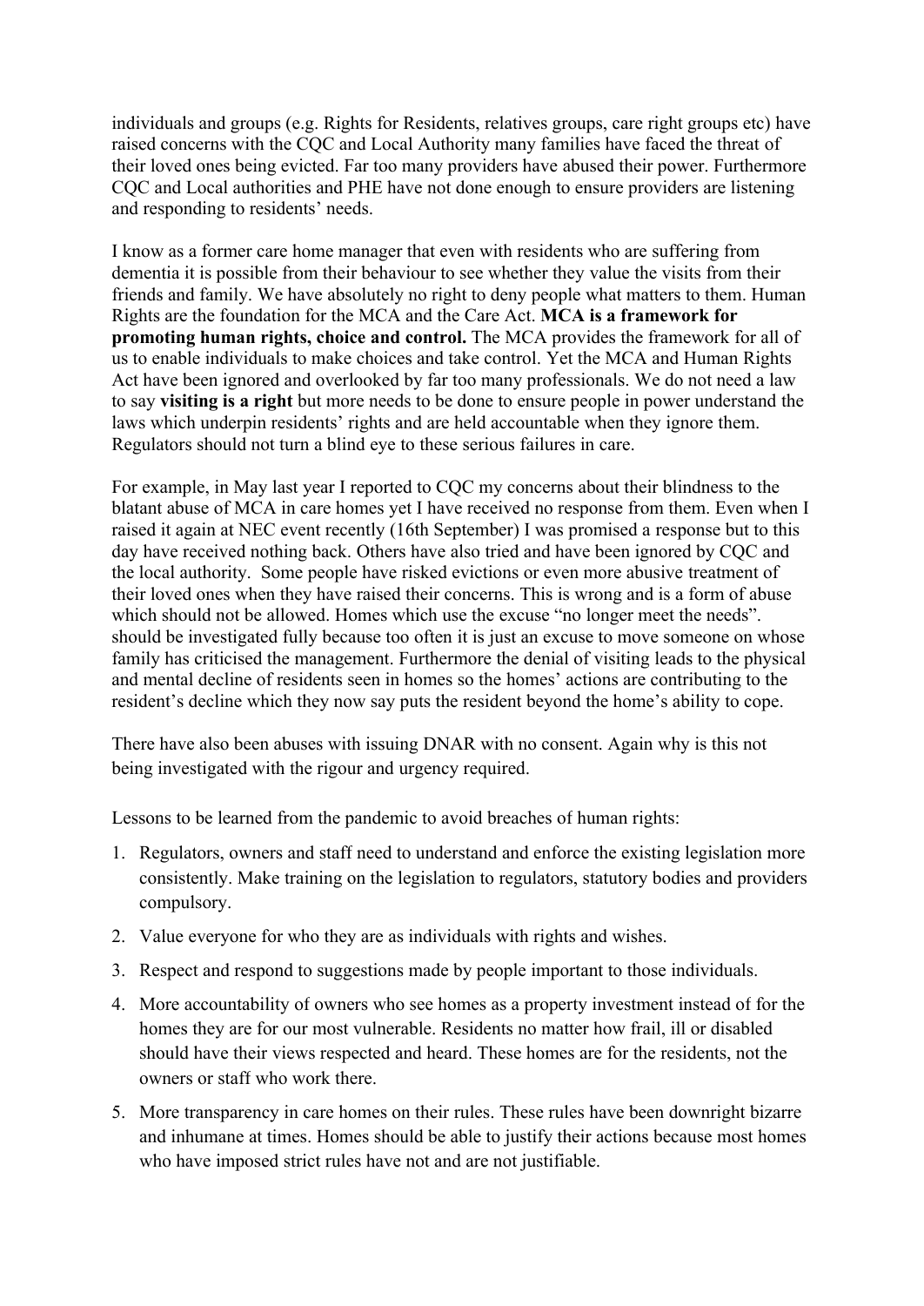individuals and groups (e.g. Rights for Residents, relatives groups, care right groups etc) have raised concerns with the CQC and Local Authority many families have faced the threat of their loved ones being evicted. Far too many providers have abused their power. Furthermore CQC and Local authorities and PHE have not done enough to ensure providers are listening and responding to residents' needs.

I know as a former care home manager that even with residents who are suffering from dementia it is possible from their behaviour to see whether they value the visits from their friends and family. We have absolutely no right to deny people what matters to them. Human Rights are the foundation for the MCA and the Care Act. **MCA is a framework for promoting human rights, choice and control.** The MCA provides the framework for all of us to enable individuals to make choices and take control. Yet the MCA and Human Rights Act have been ignored and overlooked by far too many professionals. We do not need a law to say **visiting is a right** but more needs to be done to ensure people in power understand the laws which underpin residents' rights and are held accountable when they ignore them. Regulators should not turn a blind eye to these serious failures in care.

For example, in May last year I reported to CQC my concerns about their blindness to the blatant abuse of MCA in care homes yet I have received no response from them. Even when I raised it again at NEC event recently (16th September) I was promised a response but to this day have received nothing back. Others have also tried and have been ignored by CQC and the local authority. Some people have risked evictions or even more abusive treatment of their loved ones when they have raised their concerns. This is wrong and is a form of abuse which should not be allowed. Homes which use the excuse "no longer meet the needs". should be investigated fully because too often it is just an excuse to move someone on whose family has criticised the management. Furthermore the denial of visiting leads to the physical and mental decline of residents seen in homes so the homes' actions are contributing to the resident's decline which they now say puts the resident beyond the home's ability to cope.

There have also been abuses with issuing DNAR with no consent. Again why is this not being investigated with the rigour and urgency required.

Lessons to be learned from the pandemic to avoid breaches of human rights:

1. Regulators, owners and staff need to understand and enforce the existing legislation more consistently. Make training on the legislation to regulators, statutory bodies and providers compulsory.
2. Value everyone for who they are as individuals with rights and wishes.
3. Respect and respond to suggestions made by people important to those individuals.
4. More accountability of owners who see homes as a property investment instead of for the homes they are for our most vulnerable. Residents no matter how frail, ill or disabled should have their views respected and heard. These homes are for the residents, not the owners or staff who work there.
5. More transparency in care homes on their rules. These rules have been downright bizarre and inhumane at times. Homes should be able to justify their actions because most homes who have imposed strict rules have not and are not justifiable.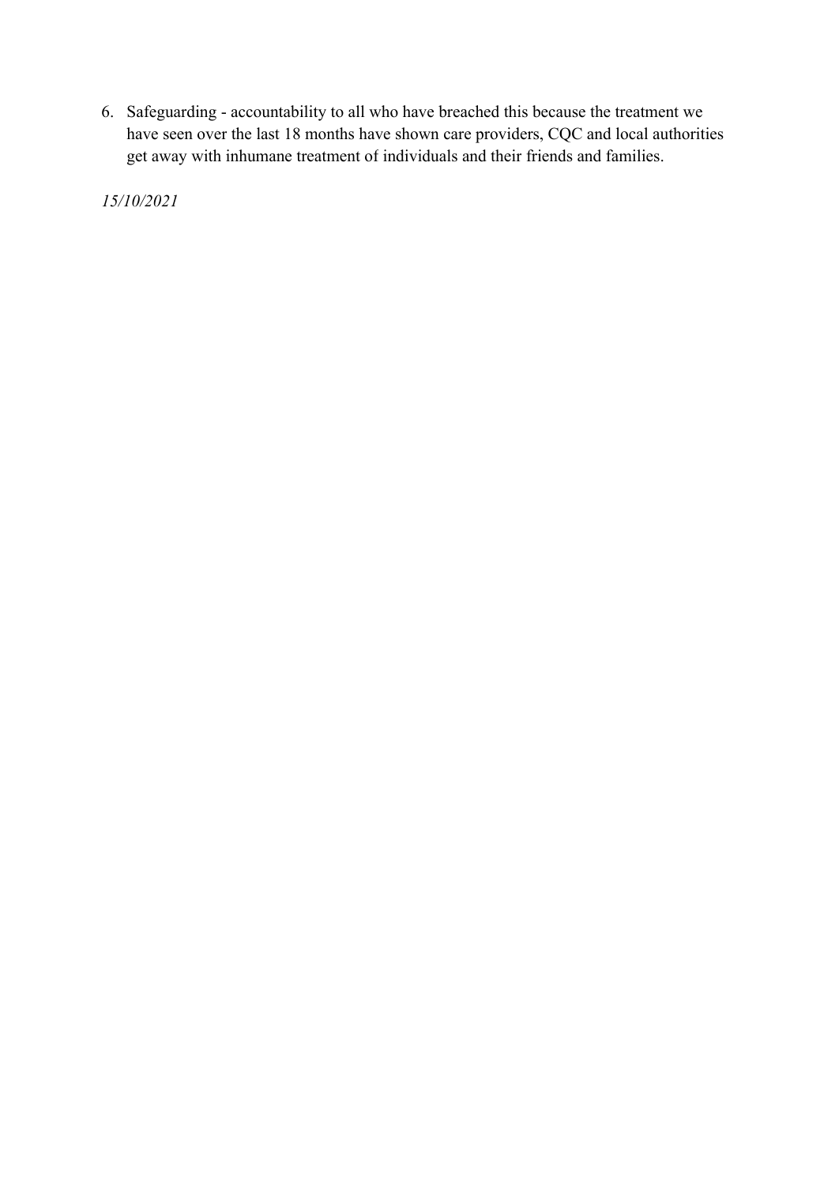6. Safeguarding - accountability to all who have breached this because the treatment we have seen over the last 18 months have shown care providers, CQC and local authorities get away with inhumane treatment of individuals and their friends and families.

*15/10/2021*